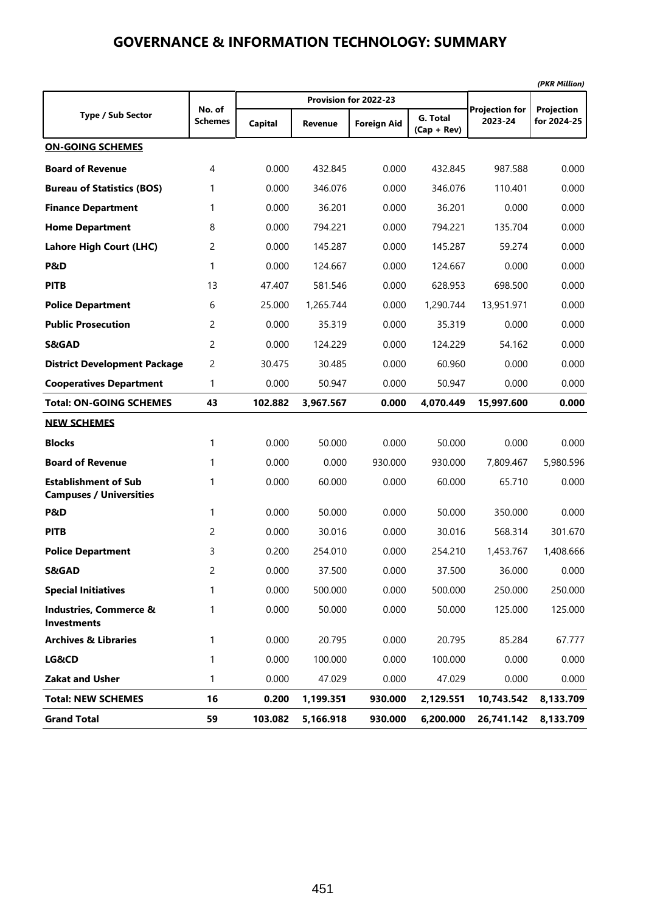# GOVERNANCE & INFORMATION TECHNOLOGY: SUMMARY

*(PKR Million)*

| Type / Sub Sector | No. of Schemes | Provision for 2022-23 | | | | Projection for 2023-24 | Projection for 2024-25 |
|---|---|---|---|---|---|---|---|
| | | Capital | Revenue | Foreign Aid | G. Total (Cap + Rev) | | |
| **ON-GOING SCHEMES** | | | | | | | |
| **Board of Revenue** | 4 | 0.000 | 432.845 | 0.000 | 432.845 | 987.588 | 0.000 |
| **Bureau of Statistics (BOS)** | 1 | 0.000 | 346.076 | 0.000 | 346.076 | 110.401 | 0.000 |
| **Finance Department** | 1 | 0.000 | 36.201 | 0.000 | 36.201 | 0.000 | 0.000 |
| **Home Department** | 8 | 0.000 | 794.221 | 0.000 | 794.221 | 135.704 | 0.000 |
| **Lahore High Court (LHC)** | 2 | 0.000 | 145.287 | 0.000 | 145.287 | 59.274 | 0.000 |
| **P&D** | 1 | 0.000 | 124.667 | 0.000 | 124.667 | 0.000 | 0.000 |
| **PITB** | 13 | 47.407 | 581.546 | 0.000 | 628.953 | 698.500 | 0.000 |
| **Police Department** | 6 | 25.000 | 1,265.744 | 0.000 | 1,290.744 | 13,951.971 | 0.000 |
| **Public Prosecution** | 2 | 0.000 | 35.319 | 0.000 | 35.319 | 0.000 | 0.000 |
| **S&GAD** | 2 | 0.000 | 124.229 | 0.000 | 124.229 | 54.162 | 0.000 |
| **District Development Package** | 2 | 30.475 | 30.485 | 0.000 | 60.960 | 0.000 | 0.000 |
| **Cooperatives Department** | 1 | 0.000 | 50.947 | 0.000 | 50.947 | 0.000 | 0.000 |
| **Total: ON-GOING SCHEMES** | **43** | **102.882** | **3,967.567** | **0.000** | **4,070.449** | **15,997.600** | **0.000** |
| **NEW SCHEMES** | | | | | | | |
| **Blocks** | 1 | 0.000 | 50.000 | 0.000 | 50.000 | 0.000 | 0.000 |
| **Board of Revenue** | 1 | 0.000 | 0.000 | 930.000 | 930.000 | 7,809.467 | 5,980.596 |
| **Establishment of Sub Campuses / Universities** | 1 | 0.000 | 60.000 | 0.000 | 60.000 | 65.710 | 0.000 |
| **P&D** | 1 | 0.000 | 50.000 | 0.000 | 50.000 | 350.000 | 0.000 |
| **PITB** | 2 | 0.000 | 30.016 | 0.000 | 30.016 | 568.314 | 301.670 |
| **Police Department** | 3 | 0.200 | 254.010 | 0.000 | 254.210 | 1,453.767 | 1,408.666 |
| **S&GAD** | 2 | 0.000 | 37.500 | 0.000 | 37.500 | 36.000 | 0.000 |
| **Special Initiatives** | 1 | 0.000 | 500.000 | 0.000 | 500.000 | 250.000 | 250.000 |
| **Industries, Commerce & Investments** | 1 | 0.000 | 50.000 | 0.000 | 50.000 | 125.000 | 125.000 |
| **Archives & Libraries** | 1 | 0.000 | 20.795 | 0.000 | 20.795 | 85.284 | 67.777 |
| **LG&CD** | 1 | 0.000 | 100.000 | 0.000 | 100.000 | 0.000 | 0.000 |
| **Zakat and Usher** | 1 | 0.000 | 47.029 | 0.000 | 47.029 | 0.000 | 0.000 |
| **Total: NEW SCHEMES** | **16** | **0.200** | **1,199.351** | **930.000** | **2,129.551** | **10,743.542** | **8,133.709** |
| **Grand Total** | **59** | **103.082** | **5,166.918** | **930.000** | **6,200.000** | **26,741.142** | **8,133.709** |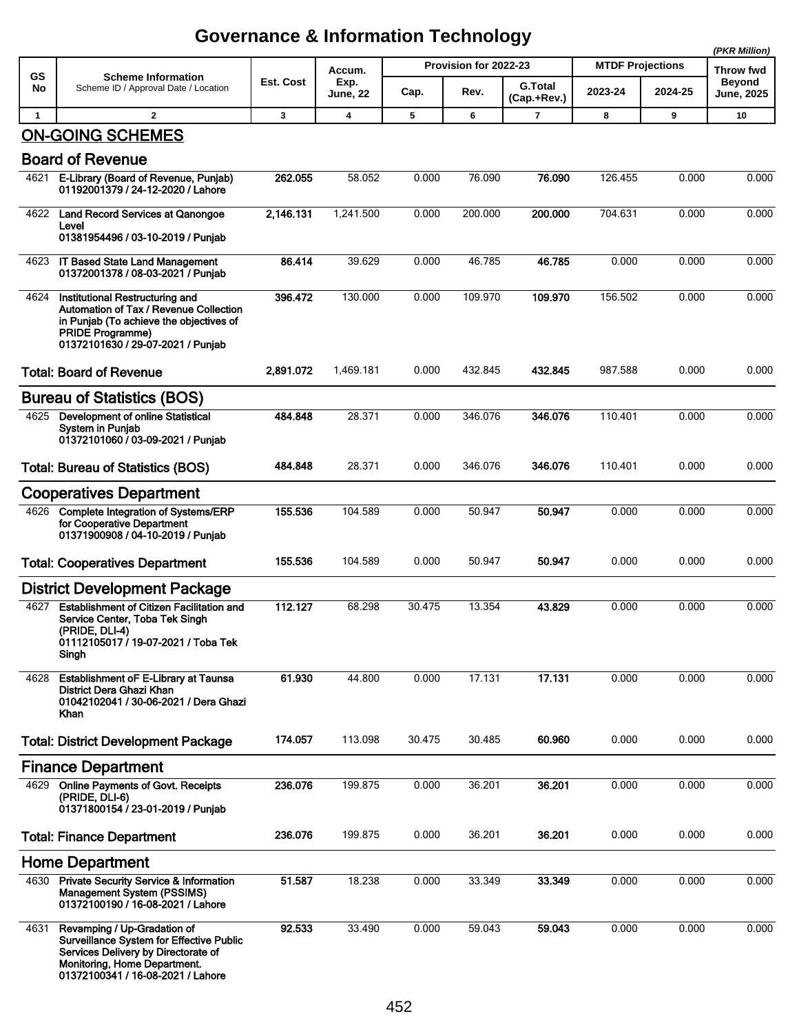# Governance & Information Technology

*(PKR Million)*

| GS No | Scheme Information<br>Scheme ID / Approval Date / Location | Est. Cost | Accum. Exp. June, 22 | Provision for 2022-23 | | | MTDF Projections | | Throw fwd Beyond June, 2025 |
|---|---|---|---|---|---|---|---|---|---|
| | | | | Cap. | Rev. | G.Total (Cap.+Rev.) | 2023-24 | 2024-25 | |
| 1 | 2 | 3 | 4 | 5 | 6 | 7 | 8 | 9 | 10 |
| | **ON-GOING SCHEMES** | | | | | | | | |
| | **Board of Revenue** | | | | | | | | |
| 4621 | **E-Library (Board of Revenue, Punjab)<br>01192001379 / 24-12-2020 / Lahore** | **262.055** | 58.052 | 0.000 | 76.090 | **76.090** | 126.455 | 0.000 | 0.000 |
| 4622 | **Land Record Services at Qanongoe Level<br>01381954496 / 03-10-2019 / Punjab** | **2,146.131** | 1,241.500 | 0.000 | 200.000 | **200.000** | 704.631 | 0.000 | 0.000 |
| 4623 | **IT Based State Land Management<br>01372001378 / 08-03-2021 / Punjab** | **86.414** | 39.629 | 0.000 | 46.785 | **46.785** | 0.000 | 0.000 | 0.000 |
| 4624 | **Institutional Restructuring and Automation of Tax / Revenue Collection in Punjab (To achieve the objectives of PRIDE Programme)<br>01372101630 / 29-07-2021 / Punjab** | **396.472** | 130.000 | 0.000 | 109.970 | **109.970** | 156.502 | 0.000 | 0.000 |
| | **Total: Board of Revenue** | **2,891.072** | 1,469.181 | 0.000 | 432.845 | **432.845** | 987.588 | 0.000 | 0.000 |
| | **Bureau of Statistics (BOS)** | | | | | | | | |
| 4625 | **Development of online Statistical System in Punjab<br>01372101060 / 03-09-2021 / Punjab** | **484.848** | 28.371 | 0.000 | 346.076 | **346.076** | 110.401 | 0.000 | 0.000 |
| | **Total: Bureau of Statistics (BOS)** | **484.848** | 28.371 | 0.000 | 346.076 | **346.076** | 110.401 | 0.000 | 0.000 |
| | **Cooperatives Department** | | | | | | | | |
| 4626 | **Complete Integration of Systems/ERP for Cooperative Department<br>01371900908 / 04-10-2019 / Punjab** | **155.536** | 104.589 | 0.000 | 50.947 | **50.947** | 0.000 | 0.000 | 0.000 |
| | **Total: Cooperatives Department** | **155.536** | 104.589 | 0.000 | 50.947 | **50.947** | 0.000 | 0.000 | 0.000 |
| | **District Development Package** | | | | | | | | |
| 4627 | **Establishment of Citizen Facilitation and Service Center, Toba Tek Singh (PRIDE, DLI-4)<br>01112105017 / 19-07-2021 / Toba Tek Singh** | **112.127** | 68.298 | 30.475 | 13.354 | **43.829** | 0.000 | 0.000 | 0.000 |
| 4628 | **Establishment oF E-Library at Taunsa District Dera Ghazi Khan<br>01042102041 / 30-06-2021 / Dera Ghazi Khan** | **61.930** | 44.800 | 0.000 | 17.131 | **17.131** | 0.000 | 0.000 | 0.000 |
| | **Total: District Development Package** | **174.057** | 113.098 | 30.475 | 30.485 | **60.960** | 0.000 | 0.000 | 0.000 |
| | **Finance Department** | | | | | | | | |
| 4629 | **Online Payments of Govt. Receipts (PRIDE, DLI-6)<br>01371800154 / 23-01-2019 / Punjab** | **236.076** | 199.875 | 0.000 | 36.201 | **36.201** | 0.000 | 0.000 | 0.000 |
| | **Total: Finance Department** | **236.076** | 199.875 | 0.000 | 36.201 | **36.201** | 0.000 | 0.000 | 0.000 |
| | **Home Department** | | | | | | | | |
| 4630 | **Private Security Service & Information Management System (PSSIMS)<br>01372100190 / 16-08-2021 / Lahore** | **51.587** | 18.238 | 0.000 | 33.349 | **33.349** | 0.000 | 0.000 | 0.000 |
| 4631 | **Revamping / Up-Gradation of Surveillance System for Effective Public Services Delivery by Directorate of Monitoring, Home Department.<br>01372100341 / 16-08-2021 / Lahore** | **92.533** | 33.490 | 0.000 | 59.043 | **59.043** | 0.000 | 0.000 | 0.000 |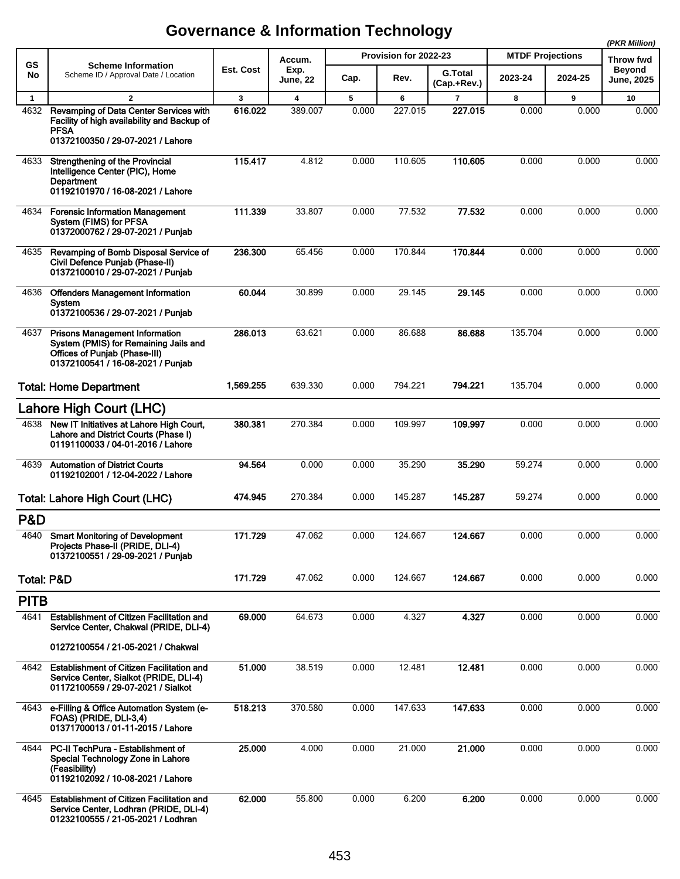# Governance & Information Technology

*(PKR Million)*

| GS No | Scheme Information<br>Scheme ID / Approval Date / Location | Est. Cost | Accum. Exp. June, 22 | Provision for 2022-23 | | | MTDF Projections | | Throw fwd Beyond June, 2025 |
|---|---|---|---|---|---|---|---|---|---|
| | | | | Cap. | Rev. | G.Total (Cap.+Rev.) | 2023-24 | 2024-25 | |
| 1 | 2 | 3 | 4 | 5 | 6 | 7 | 8 | 9 | 10 |
| 4632 | **Revamping of Data Center Services with Facility of high availability and Backup of PFSA**<br>**01372100350 / 29-07-2021 / Lahore** | **616.022** | 389.007 | 0.000 | 227.015 | **227.015** | 0.000 | 0.000 | 0.000 |
| 4633 | **Strengthening of the Provincial Intelligence Center (PIC), Home Department**<br>**01192101970 / 16-08-2021 / Lahore** | **115.417** | 4.812 | 0.000 | 110.605 | **110.605** | 0.000 | 0.000 | 0.000 |
| 4634 | **Forensic Information Management System (FIMS) for PFSA**<br>**01372000762 / 29-07-2021 / Punjab** | **111.339** | 33.807 | 0.000 | 77.532 | **77.532** | 0.000 | 0.000 | 0.000 |
| 4635 | **Revamping of Bomb Disposal Service of Civil Defence Punjab (Phase-II)**<br>**01372100010 / 29-07-2021 / Punjab** | **236.300** | 65.456 | 0.000 | 170.844 | **170.844** | 0.000 | 0.000 | 0.000 |
| 4636 | **Offenders Management Information System**<br>**01372100536 / 29-07-2021 / Punjab** | **60.044** | 30.899 | 0.000 | 29.145 | **29.145** | 0.000 | 0.000 | 0.000 |
| 4637 | **Prisons Management Information System (PMIS) for Remaining Jails and Offices of Punjab (Phase-III)**<br>**01372100541 / 16-08-2021 / Punjab** | **286.013** | 63.621 | 0.000 | 86.688 | **86.688** | 135.704 | 0.000 | 0.000 |
| | **Total: Home Department** | **1,569.255** | 639.330 | 0.000 | 794.221 | **794.221** | 135.704 | 0.000 | 0.000 |
| | **Lahore High Court (LHC)** | | | | | | | | |
| 4638 | **New IT Initiatives at Lahore High Court, Lahore and District Courts (Phase I)**<br>**01191100033 / 04-01-2016 / Lahore** | **380.381** | 270.384 | 0.000 | 109.997 | **109.997** | 0.000 | 0.000 | 0.000 |
| 4639 | **Automation of District Courts**<br>**01192102001 / 12-04-2022 / Lahore** | **94.564** | 0.000 | 0.000 | 35.290 | **35.290** | 59.274 | 0.000 | 0.000 |
| | **Total: Lahore High Court (LHC)** | **474.945** | 270.384 | 0.000 | 145.287 | **145.287** | 59.274 | 0.000 | 0.000 |
| | **P&D** | | | | | | | | |
| 4640 | **Smart Monitoring of Development Projects Phase-II (PRIDE, DLI-4)**<br>**01372100551 / 29-09-2021 / Punjab** | **171.729** | 47.062 | 0.000 | 124.667 | **124.667** | 0.000 | 0.000 | 0.000 |
| | **Total: P&D** | **171.729** | 47.062 | 0.000 | 124.667 | **124.667** | 0.000 | 0.000 | 0.000 |
| | **PITB** | | | | | | | | |
| 4641 | **Establishment of Citizen Facilitation and Service Center, Chakwal (PRIDE, DLI-4)**<br>**01272100554 / 21-05-2021 / Chakwal** | **69.000** | 64.673 | 0.000 | 4.327 | **4.327** | 0.000 | 0.000 | 0.000 |
| 4642 | **Establishment of Citizen Facilitation and Service Center, Sialkot (PRIDE, DLI-4)**<br>**01172100559 / 29-07-2021 / Sialkot** | **51.000** | 38.519 | 0.000 | 12.481 | **12.481** | 0.000 | 0.000 | 0.000 |
| 4643 | **e-Filling & Office Automation System (e-FOAS) (PRIDE, DLI-3,4)**<br>**01371700013 / 01-11-2015 / Lahore** | **518.213** | 370.580 | 0.000 | 147.633 | **147.633** | 0.000 | 0.000 | 0.000 |
| 4644 | **PC-II TechPura - Establishment of Special Technology Zone in Lahore (Feasibility)**<br>**01192102092 / 10-08-2021 / Lahore** | **25.000** | 4.000 | 0.000 | 21.000 | **21.000** | 0.000 | 0.000 | 0.000 |
| 4645 | **Establishment of Citizen Facilitation and Service Center, Lodhran (PRIDE, DLI-4)**<br>**01232100555 / 21-05-2021 / Lodhran** | **62.000** | 55.800 | 0.000 | 6.200 | **6.200** | 0.000 | 0.000 | 0.000 |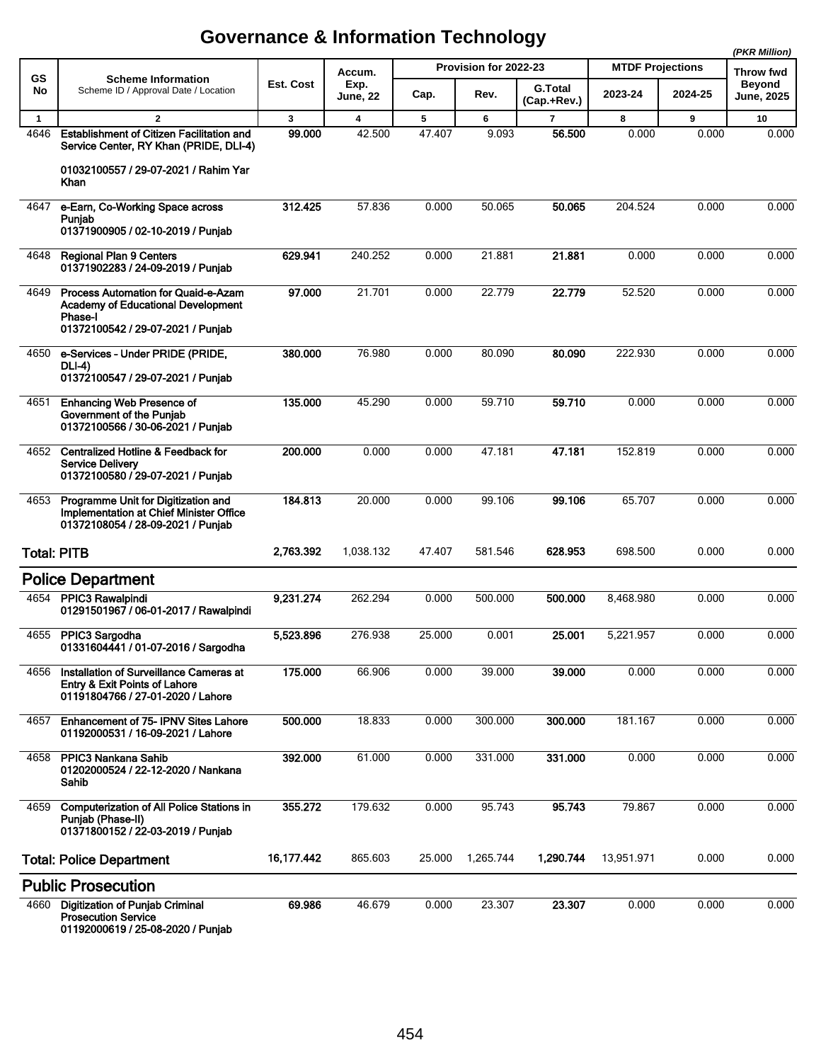# Governance & Information Technology

*(PKR Million)*

| GS No | Scheme Information<br>Scheme ID / Approval Date / Location | Est. Cost | Accum. Exp. June, 22 | Provision for 2022-23 | | | MTDF Projections | | Throw fwd Beyond June, 2025 |
|---|---|---|---|---|---|---|---|---|---|
| | | | | Cap. | Rev. | G.Total (Cap.+Rev.) | 2023-24 | 2024-25 | |
| 1 | 2 | 3 | 4 | 5 | 6 | 7 | 8 | 9 | 10 |
| 4646 | **Establishment of Citizen Facilitation and Service Center, RY Khan (PRIDE, DLI-4)**<br>**01032100557 / 29-07-2021 / Rahim Yar Khan** | **99.000** | 42.500 | 47.407 | 9.093 | **56.500** | 0.000 | 0.000 | 0.000 |
| 4647 | **e-Earn, Co-Working Space across Punjab**<br>**01371900905 / 02-10-2019 / Punjab** | **312.425** | 57.836 | 0.000 | 50.065 | **50.065** | 204.524 | 0.000 | 0.000 |
| 4648 | **Regional Plan 9 Centers**<br>**01371902283 / 24-09-2019 / Punjab** | **629.941** | 240.252 | 0.000 | 21.881 | **21.881** | 0.000 | 0.000 | 0.000 |
| 4649 | **Process Automation for Quaid-e-Azam Academy of Educational Development Phase-I**<br>**01372100542 / 29-07-2021 / Punjab** | **97.000** | 21.701 | 0.000 | 22.779 | **22.779** | 52.520 | 0.000 | 0.000 |
| 4650 | **e-Services - Under PRIDE (PRIDE, DLI-4)**<br>**01372100547 / 29-07-2021 / Punjab** | **380.000** | 76.980 | 0.000 | 80.090 | **80.090** | 222.930 | 0.000 | 0.000 |
| 4651 | **Enhancing Web Presence of Government of the Punjab**<br>**01372100566 / 30-06-2021 / Punjab** | **135.000** | 45.290 | 0.000 | 59.710 | **59.710** | 0.000 | 0.000 | 0.000 |
| 4652 | **Centralized Hotline & Feedback for Service Delivery**<br>**01372100580 / 29-07-2021 / Punjab** | **200.000** | 0.000 | 0.000 | 47.181 | **47.181** | 152.819 | 0.000 | 0.000 |
| 4653 | **Programme Unit for Digitization and Implementation at Chief Minister Office**<br>**01372108054 / 28-09-2021 / Punjab** | **184.813** | 20.000 | 0.000 | 99.106 | **99.106** | 65.707 | 0.000 | 0.000 |
| **Total: PITB** | | **2,763.392** | 1,038.132 | 47.407 | 581.546 | **628.953** | 698.500 | 0.000 | 0.000 |
| **Police Department** | | | | | | | | | |
| 4654 | **PPIC3 Rawalpindi**<br>**01291501967 / 06-01-2017 / Rawalpindi** | **9,231.274** | 262.294 | 0.000 | 500.000 | **500.000** | 8,468.980 | 0.000 | 0.000 |
| 4655 | **PPIC3 Sargodha**<br>**01331604441 / 01-07-2016 / Sargodha** | **5,523.896** | 276.938 | 25.000 | 0.001 | **25.001** | 5,221.957 | 0.000 | 0.000 |
| 4656 | **Installation of Surveillance Cameras at Entry & Exit Points of Lahore**<br>**01191804766 / 27-01-2020 / Lahore** | **175.000** | 66.906 | 0.000 | 39.000 | **39.000** | 0.000 | 0.000 | 0.000 |
| 4657 | **Enhancement of 75- IPNV Sites Lahore**<br>**01192000531 / 16-09-2021 / Lahore** | **500.000** | 18.833 | 0.000 | 300.000 | **300.000** | 181.167 | 0.000 | 0.000 |
| 4658 | **PPIC3 Nankana Sahib**<br>**01202000524 / 22-12-2020 / Nankana Sahib** | **392.000** | 61.000 | 0.000 | 331.000 | **331.000** | 0.000 | 0.000 | 0.000 |
| 4659 | **Computerization of All Police Stations in Punjab (Phase-II)**<br>**01371800152 / 22-03-2019 / Punjab** | **355.272** | 179.632 | 0.000 | 95.743 | **95.743** | 79.867 | 0.000 | 0.000 |
| **Total: Police Department** | | **16,177.442** | 865.603 | 25.000 | 1,265.744 | **1,290.744** | 13,951.971 | 0.000 | 0.000 |
| **Public Prosecution** | | | | | | | | | |
| 4660 | **Digitization of Punjab Criminal Prosecution Service**<br>**01192000619 / 25-08-2020 / Punjab** | **69.986** | 46.679 | 0.000 | 23.307 | **23.307** | 0.000 | 0.000 | 0.000 |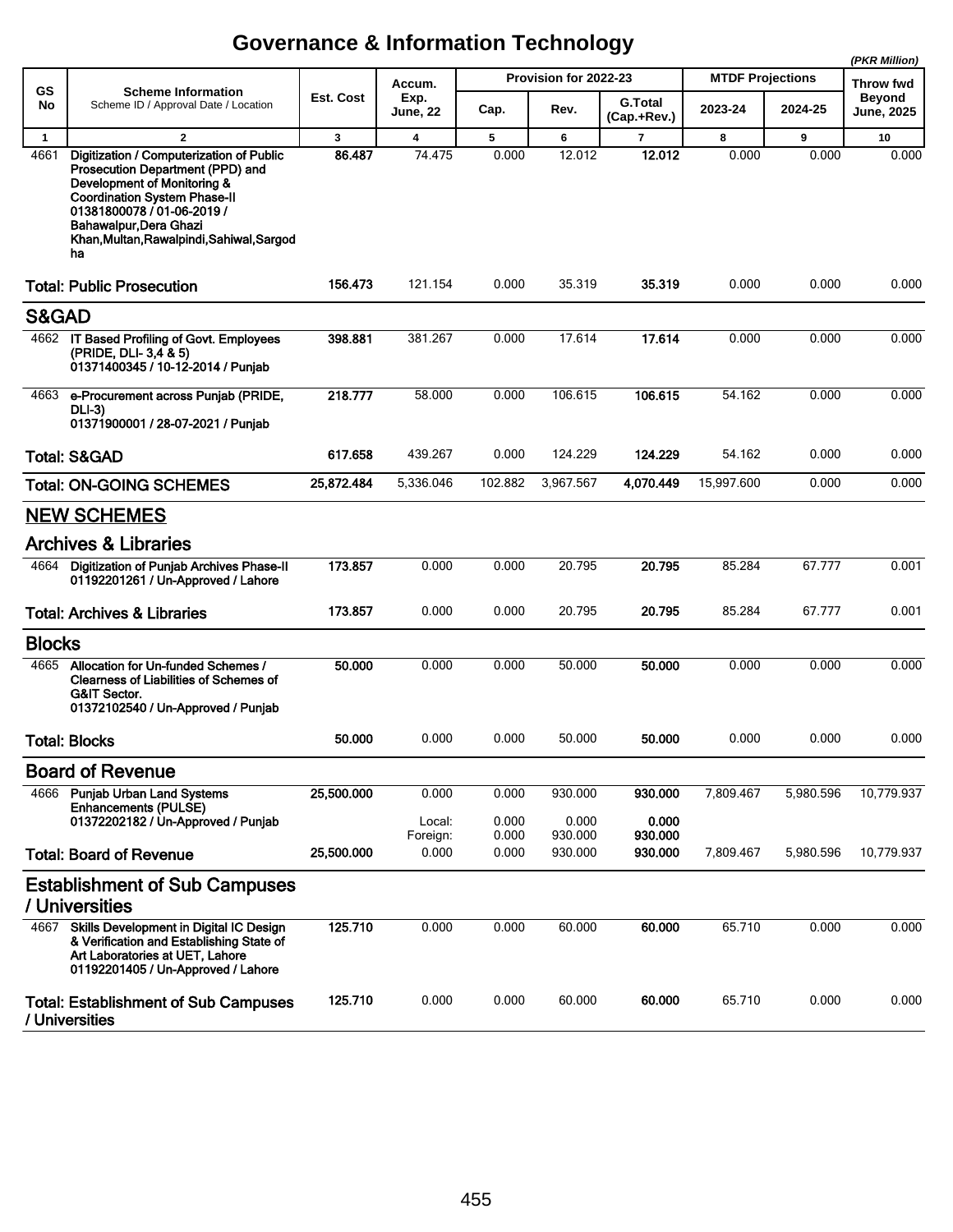# Governance & Information Technology

*(PKR Million)*

| GS No | Scheme Information<br>Scheme ID / Approval Date / Location | Est. Cost | Accum. Exp. June, 22 | Provision for 2022-23 | | | MTDF Projections | | Throw fwd Beyond June, 2025 |
|---|---|---|---|---|---|---|---|---|---|
| | | | | Cap. | Rev. | G.Total (Cap.+Rev.) | 2023-24 | 2024-25 | |
| 1 | 2 | 3 | 4 | 5 | 6 | 7 | 8 | 9 | 10 |
| 4661 | **Digitization / Computerization of Public Prosecution Department (PPD) and Development of Monitoring & Coordination System Phase-II**<br>**01381800078 / 01-06-2019 / Bahawalpur,Dera Ghazi Khan,Multan,Rawalpindi,Sahiwal,Sargodha** | **86.487** | 74.475 | 0.000 | 12.012 | **12.012** | 0.000 | 0.000 | 0.000 |
| | **Total: Public Prosecution** | **156.473** | 121.154 | 0.000 | 35.319 | **35.319** | 0.000 | 0.000 | 0.000 |
| | **S&GAD** | | | | | | | | |
| 4662 | **IT Based Profiling of Govt. Employees (PRIDE, DLI- 3,4 & 5)**<br>**01371400345 / 10-12-2014 / Punjab** | **398.881** | 381.267 | 0.000 | 17.614 | **17.614** | 0.000 | 0.000 | 0.000 |
| 4663 | **e-Procurement across Punjab (PRIDE, DLI-3)**<br>**01371900001 / 28-07-2021 / Punjab** | **218.777** | 58.000 | 0.000 | 106.615 | **106.615** | 54.162 | 0.000 | 0.000 |
| | **Total: S&GAD** | **617.658** | 439.267 | 0.000 | 124.229 | **124.229** | 54.162 | 0.000 | 0.000 |
| | **Total: ON-GOING SCHEMES** | **25,872.484** | 5,336.046 | 102.882 | 3,967.567 | **4,070.449** | 15,997.600 | 0.000 | 0.000 |
| | **NEW SCHEMES** | | | | | | | | |
| | **Archives & Libraries** | | | | | | | | |
| 4664 | **Digitization of Punjab Archives Phase-II**<br>**01192201261 / Un-Approved / Lahore** | **173.857** | 0.000 | 0.000 | 20.795 | **20.795** | 85.284 | 67.777 | 0.001 |
| | **Total: Archives & Libraries** | **173.857** | 0.000 | 0.000 | 20.795 | **20.795** | 85.284 | 67.777 | 0.001 |
| | **Blocks** | | | | | | | | |
| 4665 | **Allocation for Un-funded Schemes / Clearness of Liabilities of Schemes of G&IT Sector.**<br>**01372102540 / Un-Approved / Punjab** | **50.000** | 0.000 | 0.000 | 50.000 | **50.000** | 0.000 | 0.000 | 0.000 |
| | **Total: Blocks** | **50.000** | 0.000 | 0.000 | 50.000 | **50.000** | 0.000 | 0.000 | 0.000 |
| | **Board of Revenue** | | | | | | | | |
| 4666 | **Punjab Urban Land Systems Enhancements (PULSE)**<br>**01372202182 / Un-Approved / Punjab** | **25,500.000** | 0.000 | 0.000 | 930.000 | **930.000** | 7,809.467 | 5,980.596 | 10,779.937 |
| | | | Local: | 0.000 | 0.000 | **0.000** | | | |
| | | | Foreign: | 0.000 | 930.000 | **930.000** | | | |
| | **Total: Board of Revenue** | **25,500.000** | 0.000 | 0.000 | 930.000 | **930.000** | 7,809.467 | 5,980.596 | 10,779.937 |
| | **Establishment of Sub Campuses / Universities** | | | | | | | | |
| 4667 | **Skills Development in Digital IC Design & Verification and Establishing State of Art Laboratories at UET, Lahore**<br>**01192201405 / Un-Approved / Lahore** | **125.710** | 0.000 | 0.000 | 60.000 | **60.000** | 65.710 | 0.000 | 0.000 |
| | **Total: Establishment of Sub Campuses / Universities** | **125.710** | 0.000 | 0.000 | 60.000 | **60.000** | 65.710 | 0.000 | 0.000 |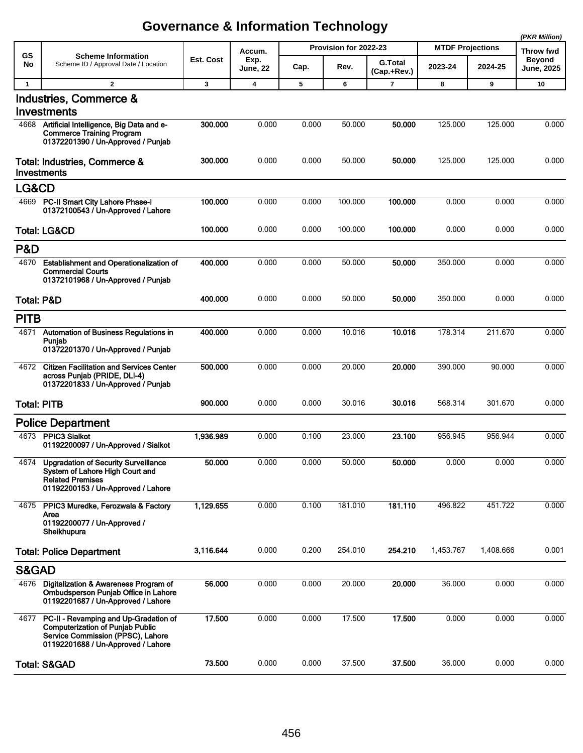# Governance & Information Technology

*(PKR Million)*

| GS No | Scheme Information<br>Scheme ID / Approval Date / Location | Est. Cost | Accum. Exp. June, 22 | Provision for 2022-23 | | | MTDF Projections | | Throw fwd Beyond June, 2025 |
|---|---|---|---|---|---|---|---|---|---|
| | | | | Cap. | Rev. | G.Total (Cap.+Rev.) | 2023-24 | 2024-25 | |
| 1 | 2 | 3 | 4 | 5 | 6 | 7 | 8 | 9 | 10 |
| | **Industries, Commerce & Investments** | | | | | | | | |
| 4668 | **Artificial Intelligence, Big Data and e-Commerce Training Program**<br>**01372201390 / Un-Approved / Punjab** | **300.000** | 0.000 | 0.000 | 50.000 | **50.000** | 125.000 | 125.000 | 0.000 |
| | **Total: Industries, Commerce & Investments** | **300.000** | 0.000 | 0.000 | 50.000 | **50.000** | 125.000 | 125.000 | 0.000 |
| | **LG&CD** | | | | | | | | |
| 4669 | **PC-II Smart City Lahore Phase-I**<br>**01372100543 / Un-Approved / Lahore** | **100.000** | 0.000 | 0.000 | 100.000 | **100.000** | 0.000 | 0.000 | 0.000 |
| | **Total: LG&CD** | **100.000** | 0.000 | 0.000 | 100.000 | **100.000** | 0.000 | 0.000 | 0.000 |
| | **P&D** | | | | | | | | |
| 4670 | **Establishment and Operationalization of Commercial Courts**<br>**01372101968 / Un-Approved / Punjab** | **400.000** | 0.000 | 0.000 | 50.000 | **50.000** | 350.000 | 0.000 | 0.000 |
| | **Total: P&D** | **400.000** | 0.000 | 0.000 | 50.000 | **50.000** | 350.000 | 0.000 | 0.000 |
| | **PITB** | | | | | | | | |
| 4671 | **Automation of Business Regulations in Punjab**<br>**01372201370 / Un-Approved / Punjab** | **400.000** | 0.000 | 0.000 | 10.016 | **10.016** | 178.314 | 211.670 | 0.000 |
| 4672 | **Citizen Facilitation and Services Center across Punjab (PRIDE, DLI-4)**<br>**01372201833 / Un-Approved / Punjab** | **500.000** | 0.000 | 0.000 | 20.000 | **20.000** | 390.000 | 90.000 | 0.000 |
| | **Total: PITB** | **900.000** | 0.000 | 0.000 | 30.016 | **30.016** | 568.314 | 301.670 | 0.000 |
| | **Police Department** | | | | | | | | |
| 4673 | **PPIC3 Sialkot**<br>**01192200097 / Un-Approved / Sialkot** | **1,936.989** | 0.000 | 0.100 | 23.000 | **23.100** | 956.945 | 956.944 | 0.000 |
| 4674 | **Upgradation of Security Surveillance System of Lahore High Court and Related Premises**<br>**01192200153 / Un-Approved / Lahore** | **50.000** | 0.000 | 0.000 | 50.000 | **50.000** | 0.000 | 0.000 | 0.000 |
| 4675 | **PPIC3 Muredke, Ferozwala & Factory Area**<br>**01192200077 / Un-Approved / Sheikhupura** | **1,129.655** | 0.000 | 0.100 | 181.010 | **181.110** | 496.822 | 451.722 | 0.000 |
| | **Total: Police Department** | **3,116.644** | 0.000 | 0.200 | 254.010 | **254.210** | 1,453.767 | 1,408.666 | 0.001 |
| | **S&GAD** | | | | | | | | |
| 4676 | **Digitalization & Awareness Program of Ombudsperson Punjab Office in Lahore**<br>**01192201687 / Un-Approved / Lahore** | **56.000** | 0.000 | 0.000 | 20.000 | **20.000** | 36.000 | 0.000 | 0.000 |
| 4677 | **PC-II - Revamping and Up-Gradation of Computerization of Punjab Public Service Commission (PPSC), Lahore**<br>**01192201688 / Un-Approved / Lahore** | **17.500** | 0.000 | 0.000 | 17.500 | **17.500** | 0.000 | 0.000 | 0.000 |
| | **Total: S&GAD** | **73.500** | 0.000 | 0.000 | 37.500 | **37.500** | 36.000 | 0.000 | 0.000 |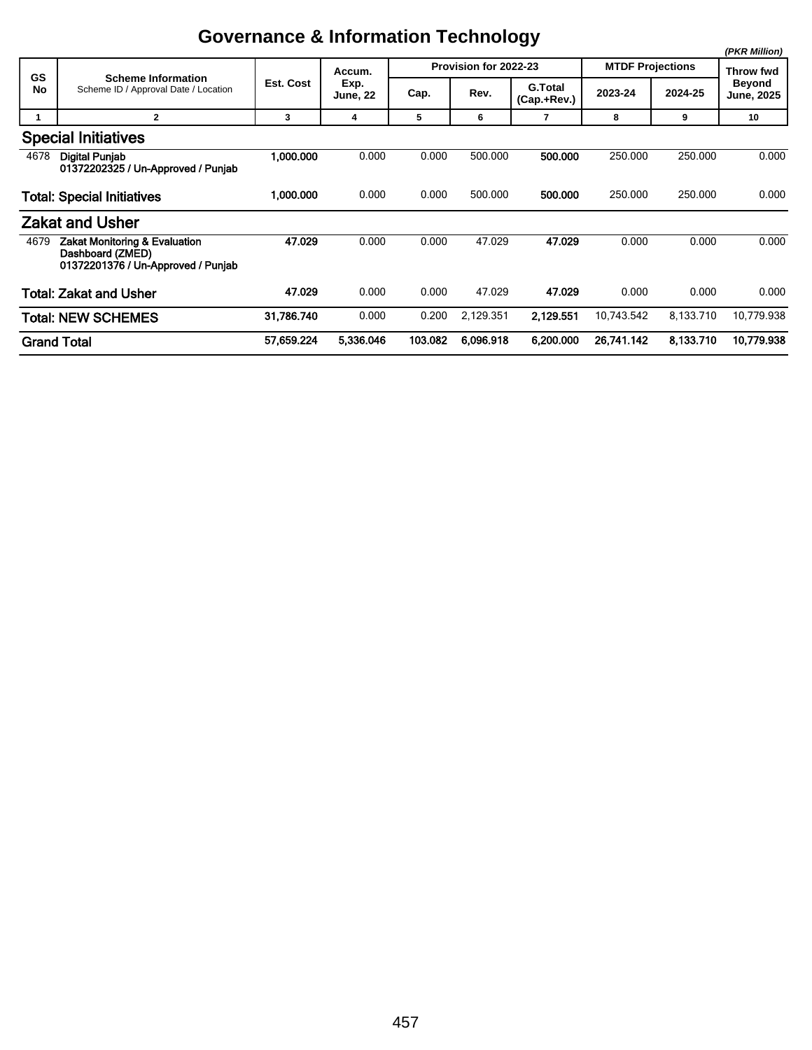# Governance & Information Technology

*(PKR Million)*

| GS No | Scheme Information<br>Scheme ID / Approval Date / Location | Est. Cost | Accum. Exp. June, 22 | Provision for 2022-23 | | | MTDF Projections | | Throw fwd Beyond June, 2025 |
|---|---|---|---|---|---|---|---|---|---|
| | | | | Cap. | Rev. | G.Total (Cap.+Rev.) | 2023-24 | 2024-25 | |
| 1 | 2 | 3 | 4 | 5 | 6 | 7 | 8 | 9 | 10 |
| | **Special Initiatives** | | | | | | | | |
| 4678 | **Digital Punjab**<br>**01372202325 / Un-Approved / Punjab** | **1,000.000** | 0.000 | 0.000 | 500.000 | **500.000** | 250.000 | 250.000 | 0.000 |
| | **Total: Special Initiatives** | **1,000.000** | 0.000 | 0.000 | 500.000 | **500.000** | 250.000 | 250.000 | 0.000 |
| | **Zakat and Usher** | | | | | | | | |
| 4679 | **Zakat Monitoring & Evaluation Dashboard (ZMED)**<br>**01372201376 / Un-Approved / Punjab** | **47.029** | 0.000 | 0.000 | 47.029 | **47.029** | 0.000 | 0.000 | 0.000 |
| | **Total: Zakat and Usher** | **47.029** | 0.000 | 0.000 | 47.029 | **47.029** | 0.000 | 0.000 | 0.000 |
| | **Total: NEW SCHEMES** | **31,786.740** | 0.000 | 0.200 | 2,129.351 | **2,129.551** | 10,743.542 | 8,133.710 | 10,779.938 |
| | **Grand Total** | **57,659.224** | **5,336.046** | **103.082** | **6,096.918** | **6,200.000** | **26,741.142** | **8,133.710** | **10,779.938** |